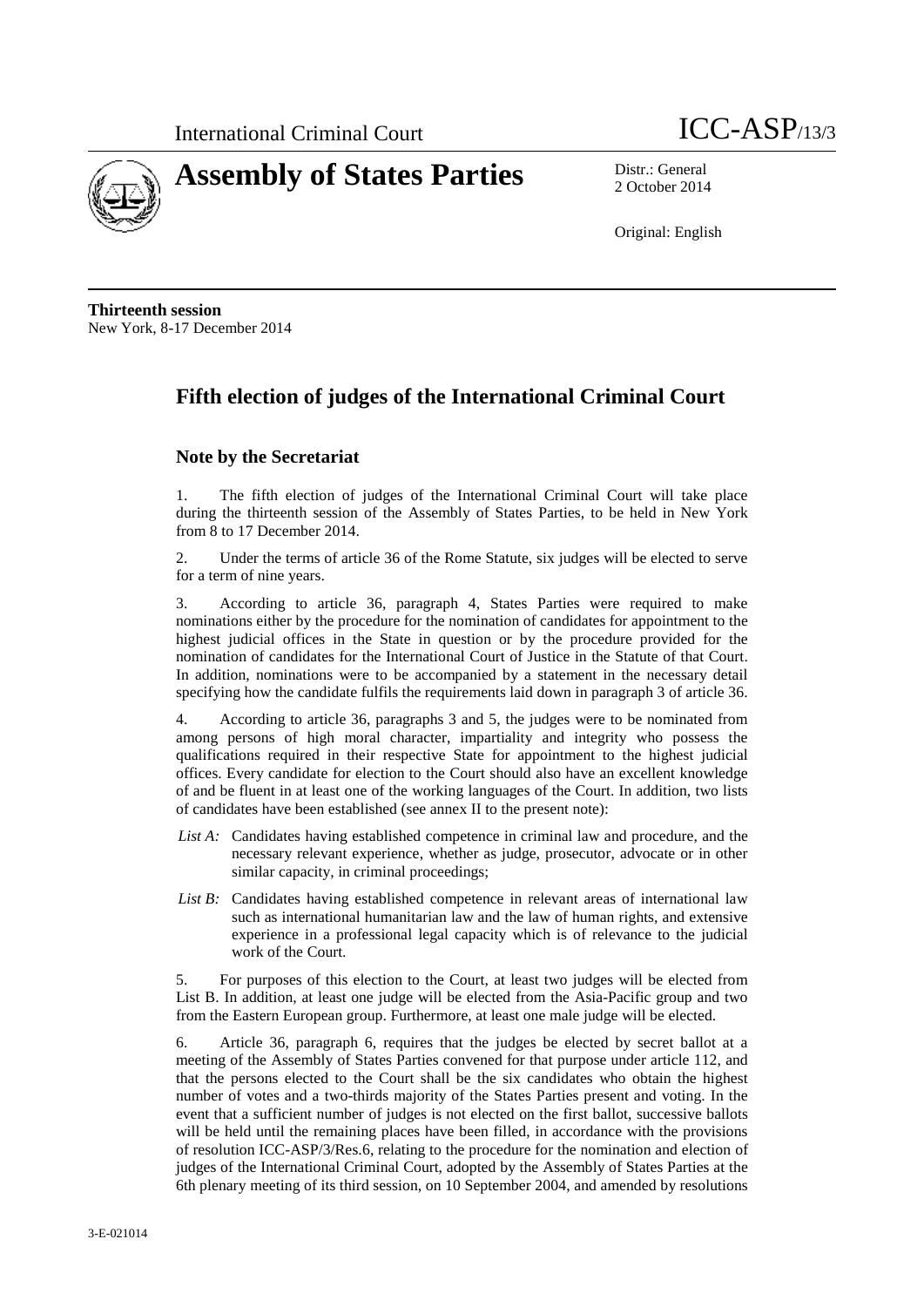International Criminal Court ICC-ASP/13/3

# Assembly of States Parties

Distr.: General
2 October 2014

Original: English

**Thirteenth session**
New York, 8-17 December 2014

## Fifth election of judges of the International Criminal Court

### Note by the Secretariat

1. The fifth election of judges of the International Criminal Court will take place during the thirteenth session of the Assembly of States Parties, to be held in New York from 8 to 17 December 2014.

2. Under the terms of article 36 of the Rome Statute, six judges will be elected to serve for a term of nine years.

3. According to article 36, paragraph 4, States Parties were required to make nominations either by the procedure for the nomination of candidates for appointment to the highest judicial offices in the State in question or by the procedure provided for the nomination of candidates for the International Court of Justice in the Statute of that Court. In addition, nominations were to be accompanied by a statement in the necessary detail specifying how the candidate fulfils the requirements laid down in paragraph 3 of article 36.

4. According to article 36, paragraphs 3 and 5, the judges were to be nominated from among persons of high moral character, impartiality and integrity who possess the qualifications required in their respective State for appointment to the highest judicial offices. Every candidate for election to the Court should also have an excellent knowledge of and be fluent in at least one of the working languages of the Court. In addition, two lists of candidates have been established (see annex II to the present note):

*List A:* Candidates having established competence in criminal law and procedure, and the necessary relevant experience, whether as judge, prosecutor, advocate or in other similar capacity, in criminal proceedings;

*List B:* Candidates having established competence in relevant areas of international law such as international humanitarian law and the law of human rights, and extensive experience in a professional legal capacity which is of relevance to the judicial work of the Court.

5. For purposes of this election to the Court, at least two judges will be elected from List B. In addition, at least one judge will be elected from the Asia-Pacific group and two from the Eastern European group. Furthermore, at least one male judge will be elected.

6. Article 36, paragraph 6, requires that the judges be elected by secret ballot at a meeting of the Assembly of States Parties convened for that purpose under article 112, and that the persons elected to the Court shall be the six candidates who obtain the highest number of votes and a two-thirds majority of the States Parties present and voting. In the event that a sufficient number of judges is not elected on the first ballot, successive ballots will be held until the remaining places have been filled, in accordance with the provisions of resolution ICC-ASP/3/Res.6, relating to the procedure for the nomination and election of judges of the International Criminal Court, adopted by the Assembly of States Parties at the 6th plenary meeting of its third session, on 10 September 2004, and amended by resolutions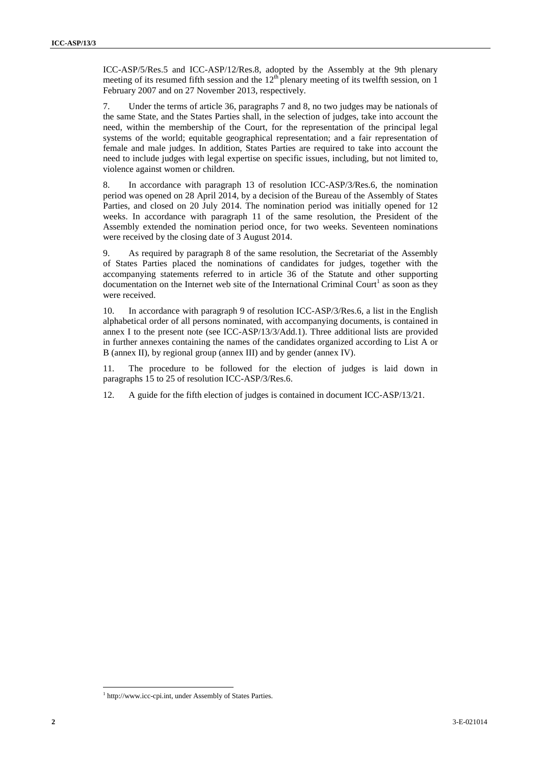ICC-ASP/5/Res.5 and ICC-ASP/12/Res.8, adopted by the Assembly at the 9th plenary meeting of its resumed fifth session and the 12th plenary meeting of its twelfth session, on 1 February 2007 and on 27 November 2013, respectively.

7. Under the terms of article 36, paragraphs 7 and 8, no two judges may be nationals of the same State, and the States Parties shall, in the selection of judges, take into account the need, within the membership of the Court, for the representation of the principal legal systems of the world; equitable geographical representation; and a fair representation of female and male judges. In addition, States Parties are required to take into account the need to include judges with legal expertise on specific issues, including, but not limited to, violence against women or children.

8. In accordance with paragraph 13 of resolution ICC-ASP/3/Res.6, the nomination period was opened on 28 April 2014, by a decision of the Bureau of the Assembly of States Parties, and closed on 20 July 2014. The nomination period was initially opened for 12 weeks. In accordance with paragraph 11 of the same resolution, the President of the Assembly extended the nomination period once, for two weeks. Seventeen nominations were received by the closing date of 3 August 2014.

9. As required by paragraph 8 of the same resolution, the Secretariat of the Assembly of States Parties placed the nominations of candidates for judges, together with the accompanying statements referred to in article 36 of the Statute and other supporting documentation on the Internet web site of the International Criminal Court[1] as soon as they were received.

10. In accordance with paragraph 9 of resolution ICC-ASP/3/Res.6, a list in the English alphabetical order of all persons nominated, with accompanying documents, is contained in annex I to the present note (see ICC-ASP/13/3/Add.1). Three additional lists are provided in further annexes containing the names of the candidates organized according to List A or B (annex II), by regional group (annex III) and by gender (annex IV).

11. The procedure to be followed for the election of judges is laid down in paragraphs 15 to 25 of resolution ICC-ASP/3/Res.6.

12. A guide for the fifth election of judges is contained in document ICC-ASP/13/21.

[1] http://www.icc-cpi.int, under Assembly of States Parties.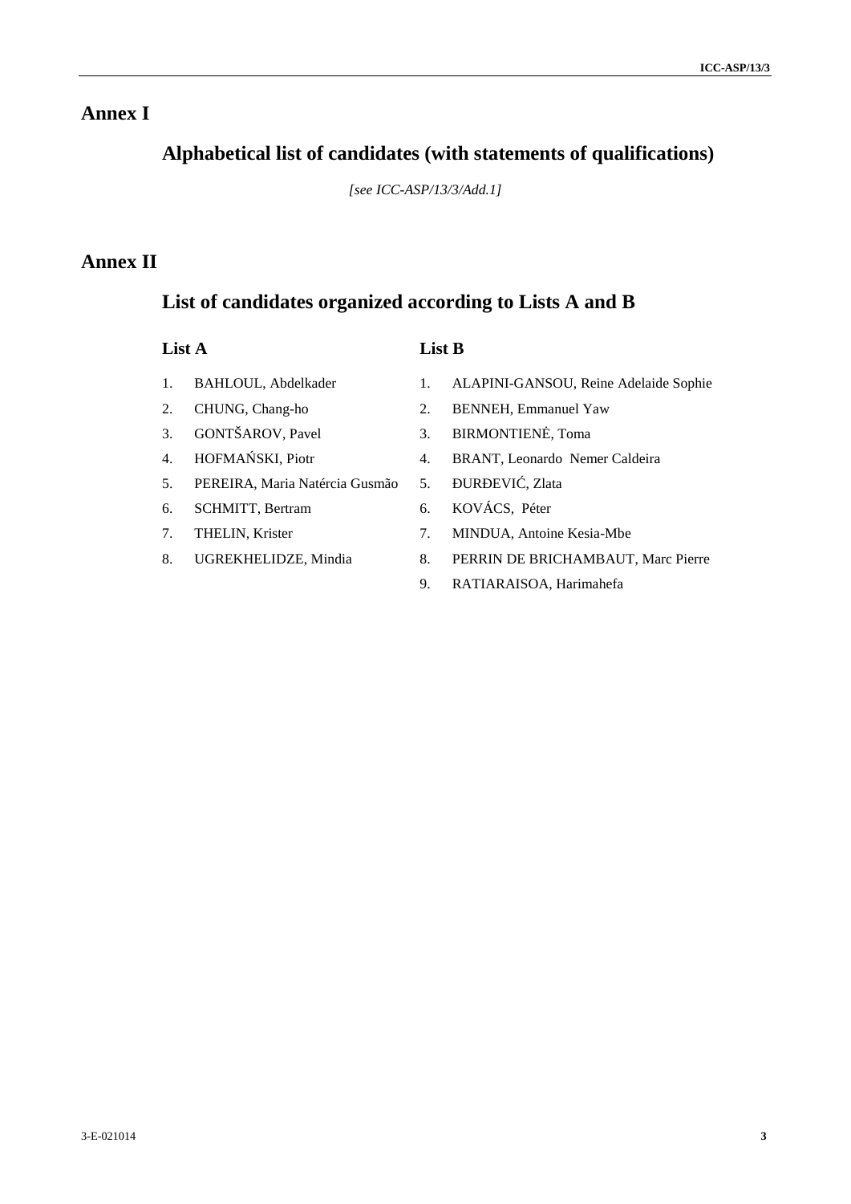# Annex I

## Alphabetical list of candidates (with statements of qualifications)

*[see ICC-ASP/13/3/Add.1]*

# Annex II

## List of candidates organized according to Lists A and B

### List A

1. BAHLOUL, Abdelkader
2. CHUNG, Chang-ho
3. GONTŠAROV, Pavel
4. HOFMAŃSKI, Piotr
5. PEREIRA, Maria Natércia Gusmão
6. SCHMITT, Bertram
7. THELIN, Krister
8. UGREKHELIDZE, Mindia

### List B

1. ALAPINI-GANSOU, Reine Adelaide Sophie
2. BENNEH, Emmanuel Yaw
3. BIRMONTIENĖ, Toma
4. BRANT, Leonardo Nemer Caldeira
5. ĐURĐEVIĆ, Zlata
6. KOVÁCS, Péter
7. MINDUA, Antoine Kesia-Mbe
8. PERRIN DE BRICHAMBAUT, Marc Pierre
9. RATIARAISOA, Harimahefa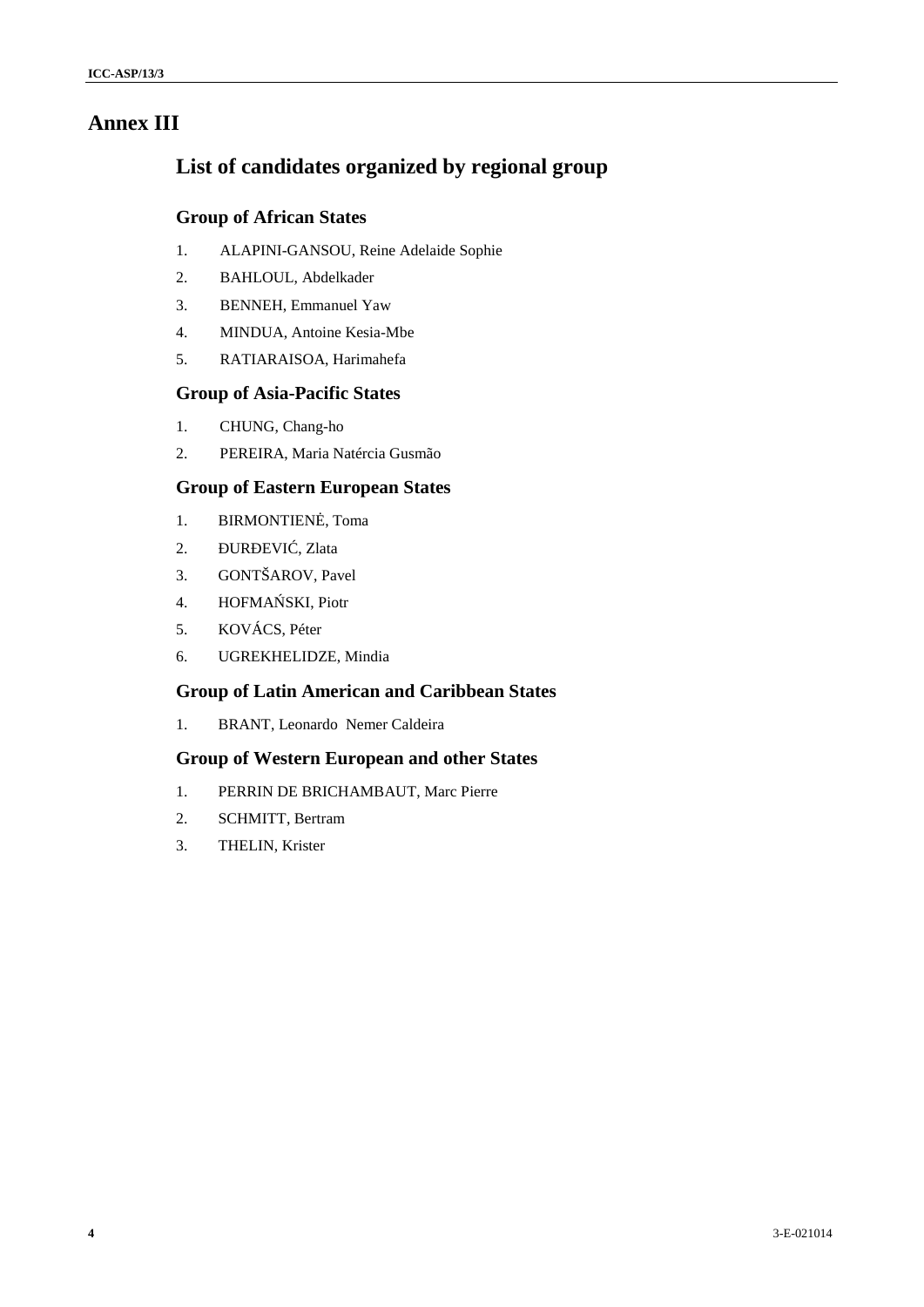# Annex III

## List of candidates organized by regional group

### Group of African States

1. ALAPINI-GANSOU, Reine Adelaide Sophie
2. BAHLOUL, Abdelkader
3. BENNEH, Emmanuel Yaw
4. MINDUA, Antoine Kesia-Mbe
5. RATIARAISOA, Harimahefa

### Group of Asia-Pacific States

1. CHUNG, Chang-ho
2. PEREIRA, Maria Natércia Gusmão

### Group of Eastern European States

1. BIRMONTIENĖ, Toma
2. ĐURĐEVIĆ, Zlata
3. GONTŠAROV, Pavel
4. HOFMAŃSKI, Piotr
5. KOVÁCS, Péter
6. UGREKHELIDZE, Mindia

### Group of Latin American and Caribbean States

1. BRANT, Leonardo Nemer Caldeira

### Group of Western European and other States

1. PERRIN DE BRICHAMBAUT, Marc Pierre
2. SCHMITT, Bertram
3. THELIN, Krister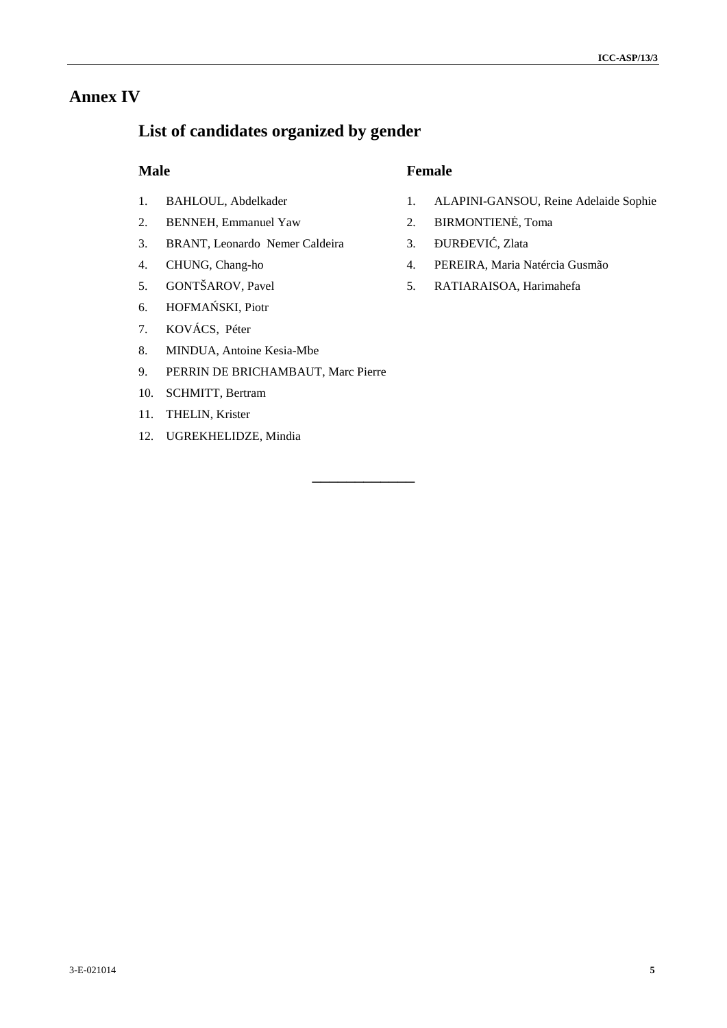# Annex IV

## List of candidates organized by gender

### Male

1. BAHLOUL, Abdelkader
2. BENNEH, Emmanuel Yaw
3. BRANT, Leonardo Nemer Caldeira
4. CHUNG, Chang-ho
5. GONTŠAROV, Pavel
6. HOFMAŃSKI, Piotr
7. KOVÁCS, Péter
8. MINDUA, Antoine Kesia-Mbe
9. PERRIN DE BRICHAMBAUT, Marc Pierre
10. SCHMITT, Bertram
11. THELIN, Krister
12. UGREKHELIDZE, Mindia

### Female

1. ALAPINI-GANSOU, Reine Adelaide Sophie
2. BIRMONTIENĖ, Toma
3. ĐURĐEVIĆ, Zlata
4. PEREIRA, Maria Natércia Gusmão
5. RATIARAISOA, Harimahefa

---